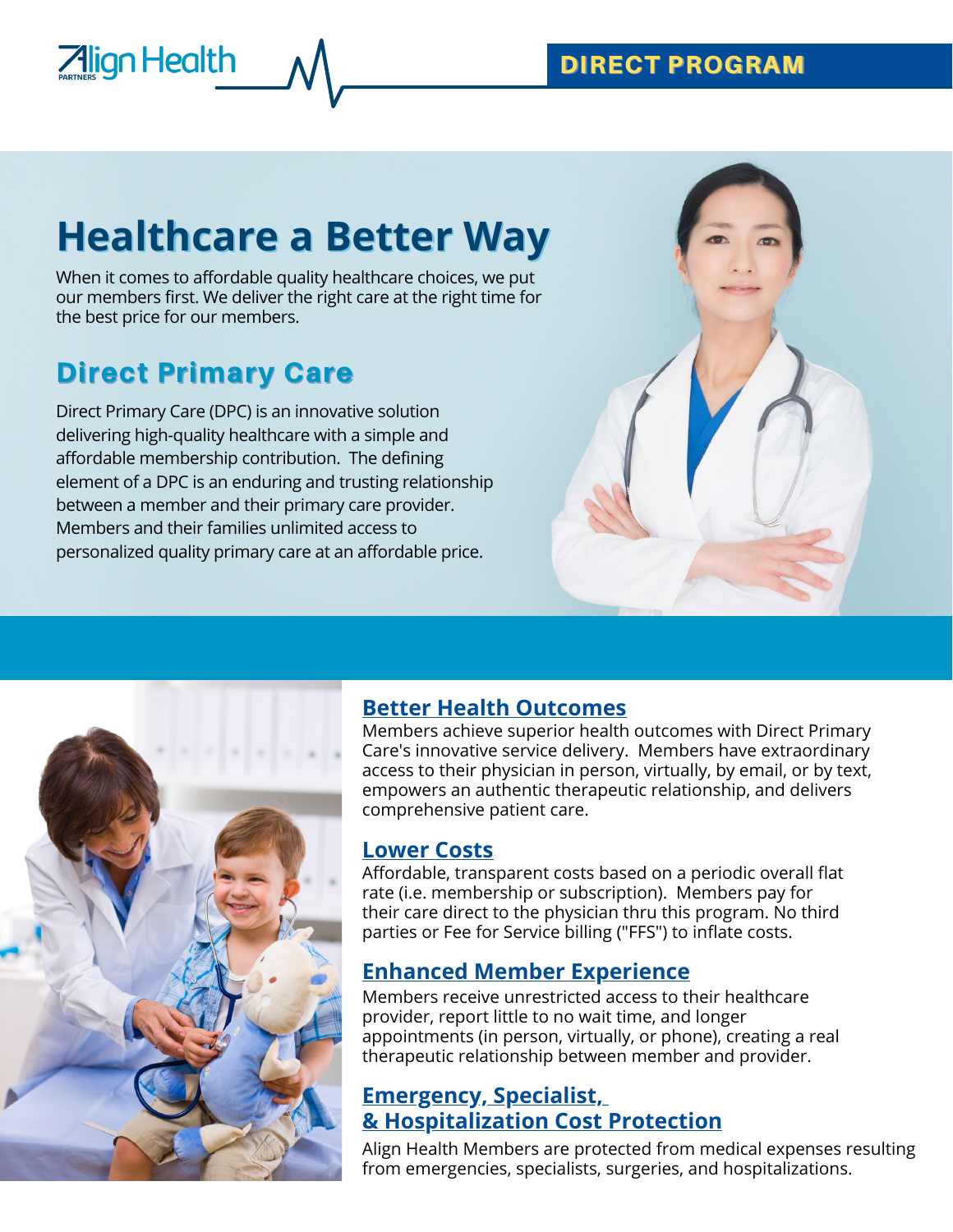Align Health PARTNERS

DIRECT PROGRAM

# Healthcare a Better Way

When it comes to affordable quality healthcare choices, we put our members first. We deliver the right care at the right time for the best price for our members.

## Direct Primary Care

Direct Primary Care (DPC) is an innovative solution delivering high-quality healthcare with a simple and affordable membership contribution. The defining element of a DPC is an enduring and trusting relationship between a member and their primary care provider. Members and their families unlimited access to personalized quality primary care at an affordable price.

### Better Health Outcomes

Members achieve superior health outcomes with Direct Primary Care's innovative service delivery. Members have extraordinary access to their physician in person, virtually, by email, or by text, empowers an authentic therapeutic relationship, and delivers comprehensive patient care.

### Lower Costs

Affordable, transparent costs based on a periodic overall flat rate (i.e. membership or subscription). Members pay for their care direct to the physician thru this program. No third parties or Fee for Service billing ("FFS") to inflate costs.

### Enhanced Member Experience

Members receive unrestricted access to their healthcare provider, report little to no wait time, and longer appointments (in person, virtually, or phone), creating a real therapeutic relationship between member and provider.

### Emergency, Specialist, & Hospitalization Cost Protection

Align Health Members are protected from medical expenses resulting from emergencies, specialists, surgeries, and hospitalizations.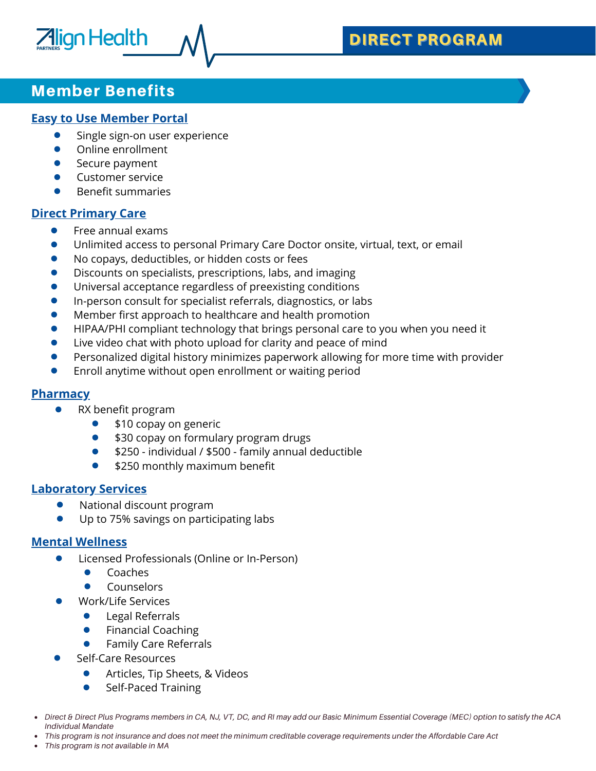Align Health PARTNERS

**DIRECT PROGRAM**

## Member Benefits

### Easy to Use Member Portal

- Single sign-on user experience
- Online enrollment
- Secure payment
- Customer service
- Benefit summaries

### Direct Primary Care

- Free annual exams
- Unlimited access to personal Primary Care Doctor onsite, virtual, text, or email
- No copays, deductibles, or hidden costs or fees
- Discounts on specialists, prescriptions, labs, and imaging
- Universal acceptance regardless of preexisting conditions
- In-person consult for specialist referrals, diagnostics, or labs
- Member first approach to healthcare and health promotion
- HIPAA/PHI compliant technology that brings personal care to you when you need it
- Live video chat with photo upload for clarity and peace of mind
- Personalized digital history minimizes paperwork allowing for more time with provider
- Enroll anytime without open enrollment or waiting period

### Pharmacy

- RX benefit program
  - $10 copay on generic
  - $30 copay on formulary program drugs
  - $250 - individual / $500 - family annual deductible
  - $250 monthly maximum benefit

### Laboratory Services

- National discount program
- Up to 75% savings on participating labs

### Mental Wellness

- Licensed Professionals (Online or In-Person)
  - Coaches
  - Counselors
- Work/Life Services
  - Legal Referrals
  - Financial Coaching
  - Family Care Referrals
- Self-Care Resources
  - Articles, Tip Sheets, & Videos
  - Self-Paced Training

- *Direct & Direct Plus Programs members in CA, NJ, VT, DC, and RI may add our Basic Minimum Essential Coverage (MEC) option to satisfy the ACA Individual Mandate*
- *This program is not insurance and does not meet the minimum creditable coverage requirements under the Affordable Care Act*
- *This program is not available in MA*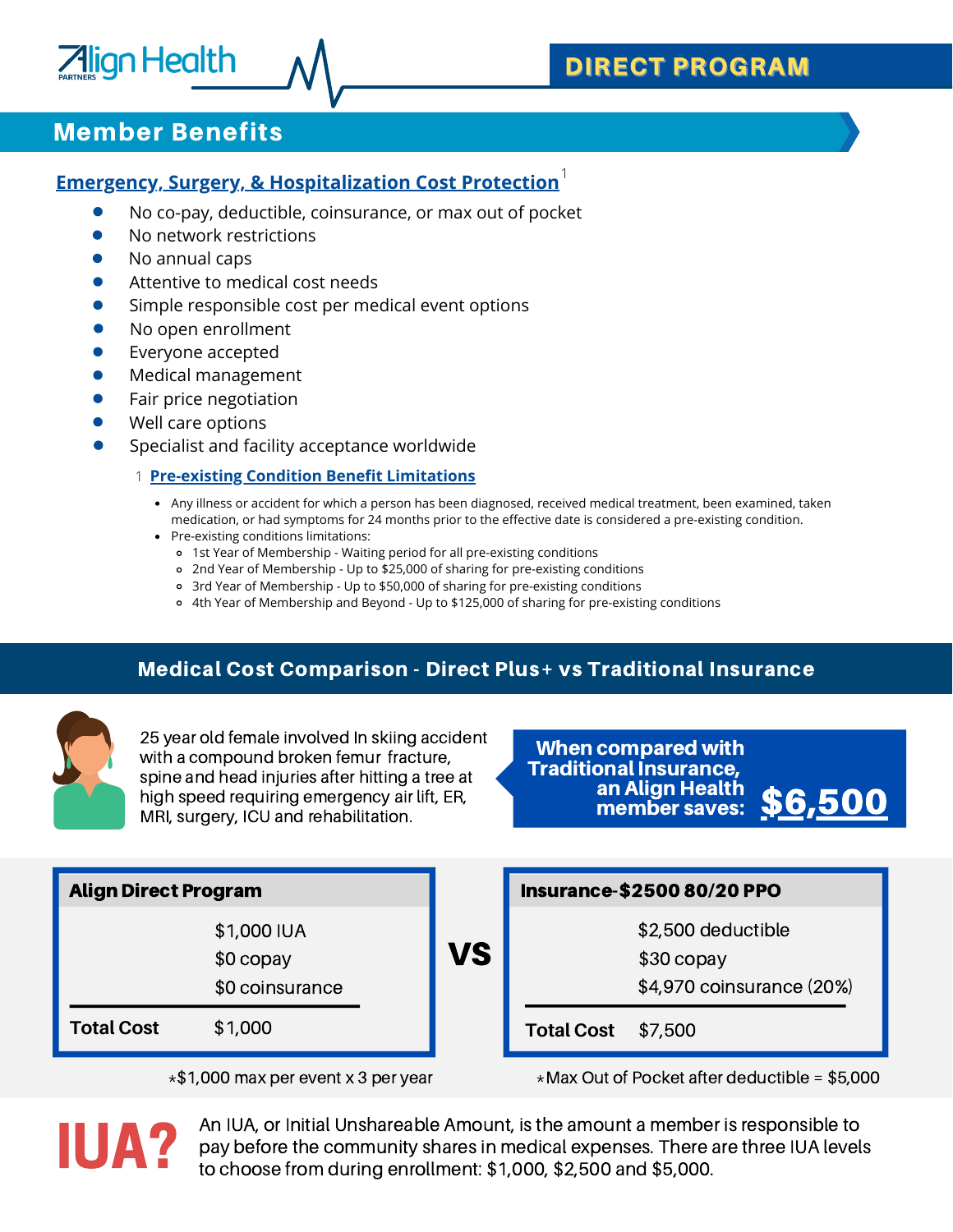Align Health PARTNERS

# DIRECT PROGRAM

## Member Benefits

### Emergency, Surgery, & Hospitalization Cost Protection[1]

- No co-pay, deductible, coinsurance, or max out of pocket
- No network restrictions
- No annual caps
- Attentive to medical cost needs
- Simple responsible cost per medical event options
- No open enrollment
- Everyone accepted
- Medical management
- Fair price negotiation
- Well care options
- Specialist and facility acceptance worldwide

1 **Pre-existing Condition Benefit Limitations**

- Any illness or accident for which a person has been diagnosed, received medical treatment, been examined, taken medication, or had symptoms for 24 months prior to the effective date is considered a pre-existing condition.
- Pre-existing conditions limitations:
  - 1st Year of Membership - Waiting period for all pre-existing conditions
  - 2nd Year of Membership - Up to $25,000 of sharing for pre-existing conditions
  - 3rd Year of Membership - Up to $50,000 of sharing for pre-existing conditions
  - 4th Year of Membership and Beyond - Up to $125,000 of sharing for pre-existing conditions

## Medical Cost Comparison - Direct Plus+ vs Traditional Insurance

25 year old female involved In skiing accident with a compound broken femur fracture, spine and head injuries after hitting a tree at high speed requiring emergency air lift, ER, MRI, surgery, ICU and rehabilitation.

**When compared with Traditional Insurance, an Align Health member saves: $6,500**

| Align Direct Program | | VS | Insurance-$2500 80/20 PPO | |
|---|---|---|---|---|
| | $1,000 IUA | | | $2,500 deductible |
| | $0 copay | | | $30 copay |
| | $0 coinsurance | | | $4,970 coinsurance (20%) |
| **Total Cost** | $1,000 | | **Total Cost** | $7,500 |

*$1,000 max per event x 3 per year

*Max Out of Pocket after deductible = $5,000

**IUA?** An IUA, or Initial Unshareable Amount, is the amount a member is responsible to pay before the community shares in medical expenses. There are three IUA levels to choose from during enrollment: $1,000, $2,500 and $5,000.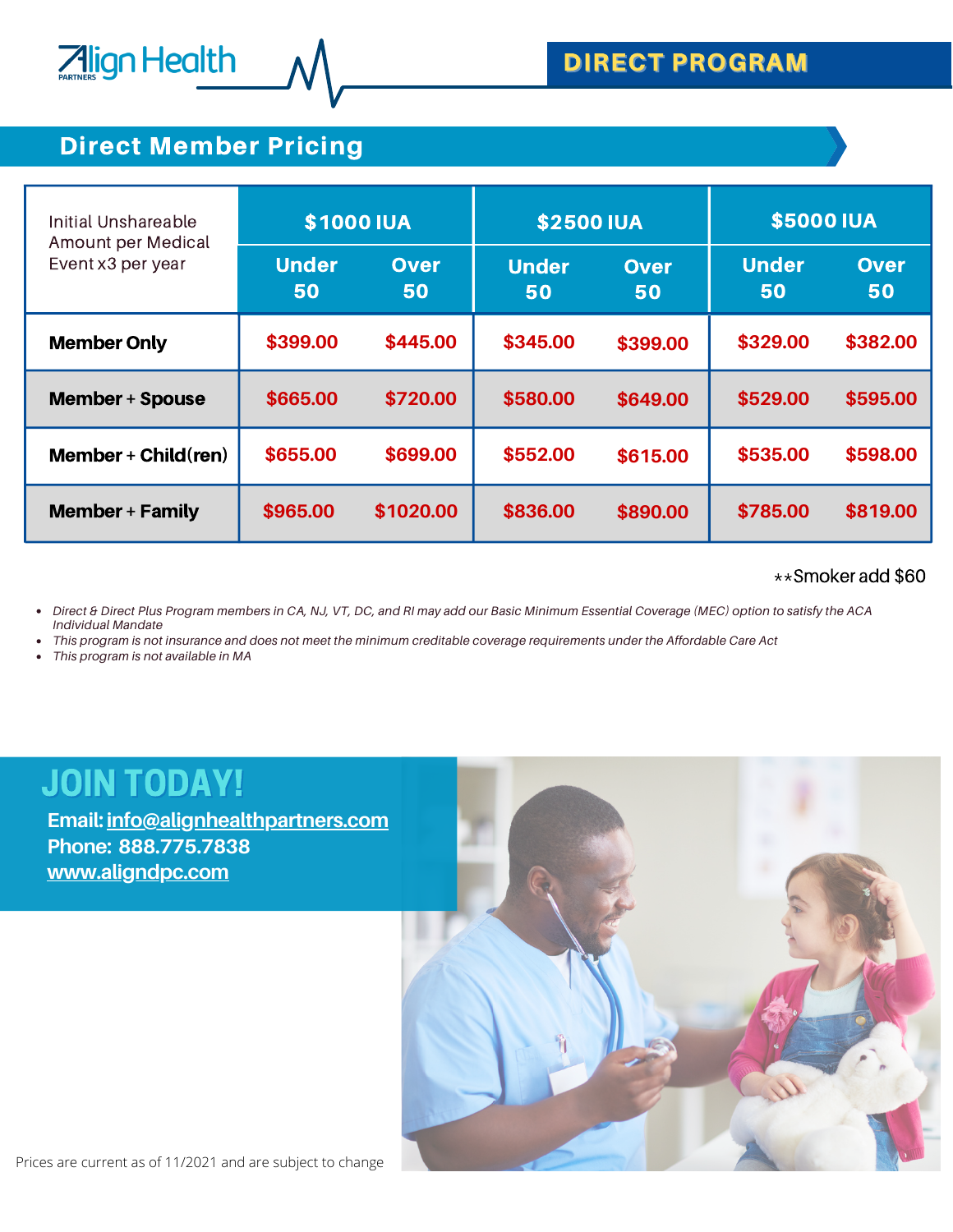# DIRECT PROGRAM

## Direct Member Pricing

| Initial Unshareable Amount per Medical Event x3 per year | $1000 IUA | | $2500 IUA | | $5000 IUA | |
|---|---|---|---|---|---|---|
| | Under 50 | Over 50 | Under 50 | Over 50 | Under 50 | Over 50 |
| **Member Only** | $399.00 | $445.00 | $345.00 | $399.00 | $329.00 | $382.00 |
| **Member + Spouse** | $665.00 | $720.00 | $580.00 | $649.00 | $529.00 | $595.00 |
| **Member + Child(ren)** | $655.00 | $699.00 | $552.00 | $615.00 | $535.00 | $598.00 |
| **Member + Family** | $965.00 | $1020.00 | $836.00 | $890.00 | $785.00 | $819.00 |

**Smoker add $60

- *Direct & Direct Plus Program members in CA, NJ, VT, DC, and RI may add our Basic Minimum Essential Coverage (MEC) option to satisfy the ACA Individual Mandate*
- *This program is not insurance and does not meet the minimum creditable coverage requirements under the Affordable Care Act*
- *This program is not available in MA*

## JOIN TODAY!

**Email: info@alignhealthpartners.com**
**Phone: 888.775.7838**
**www.aligndpc.com**

Prices are current as of 11/2021 and are subject to change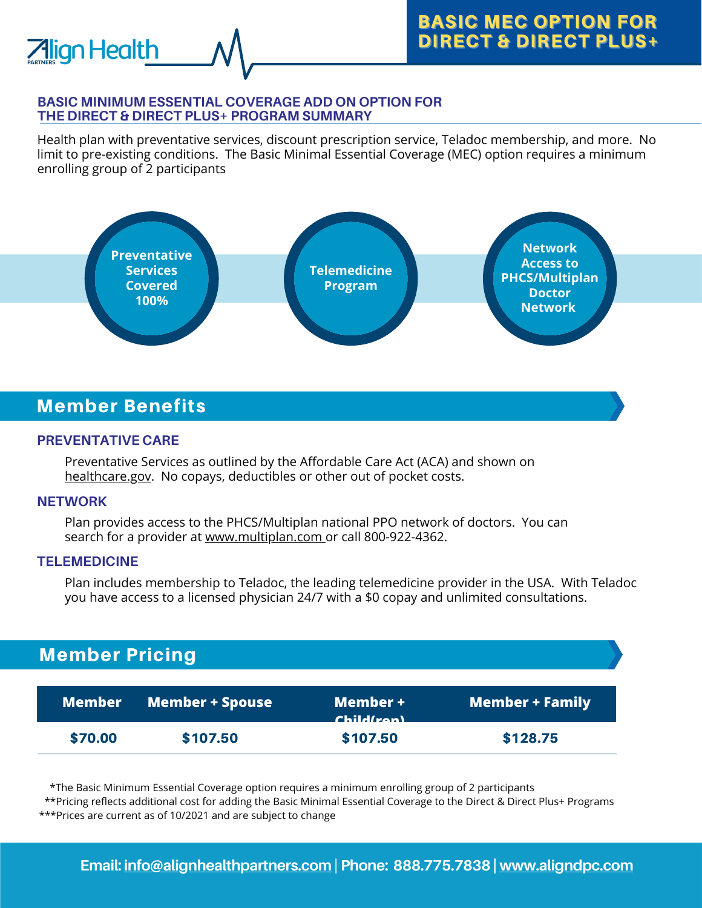Align Health PARTNERS

# BASIC MEC OPTION FOR DIRECT & DIRECT PLUS+

## BASIC MINIMUM ESSENTIAL COVERAGE ADD ON OPTION FOR THE DIRECT & DIRECT PLUS+ PROGRAM SUMMARY

Health plan with preventative services, discount prescription service, Teladoc membership, and more. No limit to pre-existing conditions. The Basic Minimal Essential Coverage (MEC) option requires a minimum enrolling group of 2 participants

Preventative Services Covered 100%

Telemedicine Program

Network Access to PHCS/Multiplan Doctor Network

## Member Benefits

### PREVENTATIVE CARE

Preventative Services as outlined by the Affordable Care Act (ACA) and shown on healthcare.gov. No copays, deductibles or other out of pocket costs.

### NETWORK

Plan provides access to the PHCS/Multiplan national PPO network of doctors. You can search for a provider at www.multiplan.com or call 800-922-4362.

### TELEMEDICINE

Plan includes membership to Teladoc, the leading telemedicine provider in the USA. With Teladoc you have access to a licensed physician 24/7 with a $0 copay and unlimited consultations.

## Member Pricing

| Member | Member + Spouse | Member + Child(ren) | Member + Family |
|---|---|---|---|
| $70.00 | $107.50 | $107.50 | $128.75 |

*The Basic Minimum Essential Coverage option requires a minimum enrolling group of 2 participants

**Pricing reflects additional cost for adding the Basic Minimal Essential Coverage to the Direct & Direct Plus+ Programs

***Prices are current as of 10/2021 and are subject to change

Email: info@alignhealthpartners.com | Phone: 888.775.7838 | www.aligndpc.com